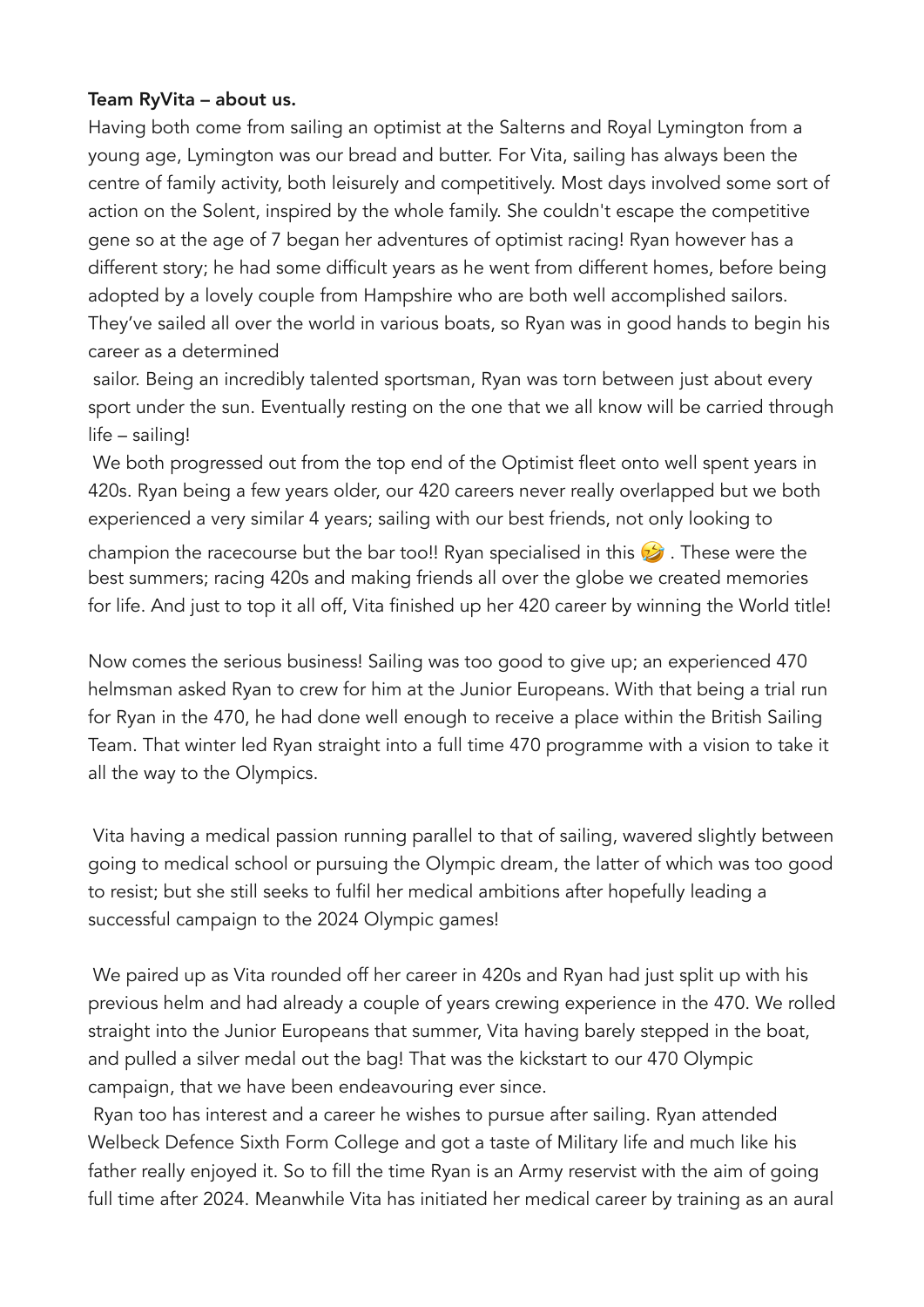**Team RyVita – about us.**

Having both come from sailing an optimist at the Salterns and Royal Lymington from a young age, Lymington was our bread and butter. For Vita, sailing has always been the centre of family activity, both leisurely and competitively. Most days involved some sort of action on the Solent, inspired by the whole family. She couldn't escape the competitive gene so at the age of 7 began her adventures of optimist racing! Ryan however has a different story; he had some difficult years as he went from different homes, before being adopted by a lovely couple from Hampshire who are both well accomplished sailors. They've sailed all over the world in various boats, so Ryan was in good hands to begin his career as a determined sailor. Being an incredibly talented sportsman, Ryan was torn between just about every sport under the sun. Eventually resting on the one that we all know will be carried through life – sailing!

We both progressed out from the top end of the Optimist fleet onto well spent years in 420s. Ryan being a few years older, our 420 careers never really overlapped but we both experienced a very similar 4 years; sailing with our best friends, not only looking to champion the racecourse but the bar too!! Ryan specialised in this 🤣 . These were the best summers; racing 420s and making friends all over the globe we created memories for life. And just to top it all off, Vita finished up her 420 career by winning the World title!

Now comes the serious business! Sailing was too good to give up; an experienced 470 helmsman asked Ryan to crew for him at the Junior Europeans. With that being a trial run for Ryan in the 470, he had done well enough to receive a place within the British Sailing Team. That winter led Ryan straight into a full time 470 programme with a vision to take it all the way to the Olympics.

Vita having a medical passion running parallel to that of sailing, wavered slightly between going to medical school or pursuing the Olympic dream, the latter of which was too good to resist; but she still seeks to fulfil her medical ambitions after hopefully leading a successful campaign to the 2024 Olympic games!

We paired up as Vita rounded off her career in 420s and Ryan had just split up with his previous helm and had already a couple of years crewing experience in the 470. We rolled straight into the Junior Europeans that summer, Vita having barely stepped in the boat, and pulled a silver medal out the bag! That was the kickstart to our 470 Olympic campaign, that we have been endeavouring ever since.

Ryan too has interest and a career he wishes to pursue after sailing. Ryan attended Welbeck Defence Sixth Form College and got a taste of Military life and much like his father really enjoyed it. So to fill the time Ryan is an Army reservist with the aim of going full time after 2024. Meanwhile Vita has initiated her medical career by training as an aural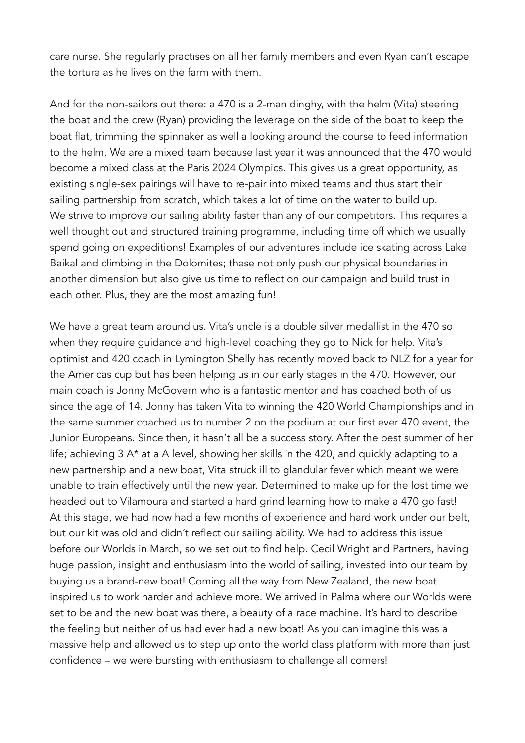care nurse. She regularly practises on all her family members and even Ryan can't escape the torture as he lives on the farm with them.

And for the non-sailors out there: a 470 is a 2-man dinghy, with the helm (Vita) steering the boat and the crew (Ryan) providing the leverage on the side of the boat to keep the boat flat, trimming the spinnaker as well a looking around the course to feed information to the helm. We are a mixed team because last year it was announced that the 470 would become a mixed class at the Paris 2024 Olympics. This gives us a great opportunity, as existing single-sex pairings will have to re-pair into mixed teams and thus start their sailing partnership from scratch, which takes a lot of time on the water to build up.
We strive to improve our sailing ability faster than any of our competitors. This requires a well thought out and structured training programme, including time off which we usually spend going on expeditions! Examples of our adventures include ice skating across Lake Baikal and climbing in the Dolomites; these not only push our physical boundaries in another dimension but also give us time to reflect on our campaign and build trust in each other. Plus, they are the most amazing fun!

We have a great team around us. Vita's uncle is a double silver medallist in the 470 so when they require guidance and high-level coaching they go to Nick for help. Vita's optimist and 420 coach in Lymington Shelly has recently moved back to NLZ for a year for the Americas cup but has been helping us in our early stages in the 470. However, our main coach is Jonny McGovern who is a fantastic mentor and has coached both of us since the age of 14. Jonny has taken Vita to winning the 420 World Championships and in the same summer coached us to number 2 on the podium at our first ever 470 event, the Junior Europeans. Since then, it hasn't all be a success story. After the best summer of her life; achieving 3 A* at a A level, showing her skills in the 420, and quickly adapting to a new partnership and a new boat, Vita struck ill to glandular fever which meant we were unable to train effectively until the new year. Determined to make up for the lost time we headed out to Vilamoura and started a hard grind learning how to make a 470 go fast!
At this stage, we had now had a few months of experience and hard work under our belt, but our kit was old and didn't reflect our sailing ability. We had to address this issue before our Worlds in March, so we set out to find help. Cecil Wright and Partners, having huge passion, insight and enthusiasm into the world of sailing, invested into our team by buying us a brand-new boat! Coming all the way from New Zealand, the new boat inspired us to work harder and achieve more. We arrived in Palma where our Worlds were set to be and the new boat was there, a beauty of a race machine. It's hard to describe the feeling but neither of us had ever had a new boat! As you can imagine this was a massive help and allowed us to step up onto the world class platform with more than just confidence – we were bursting with enthusiasm to challenge all comers!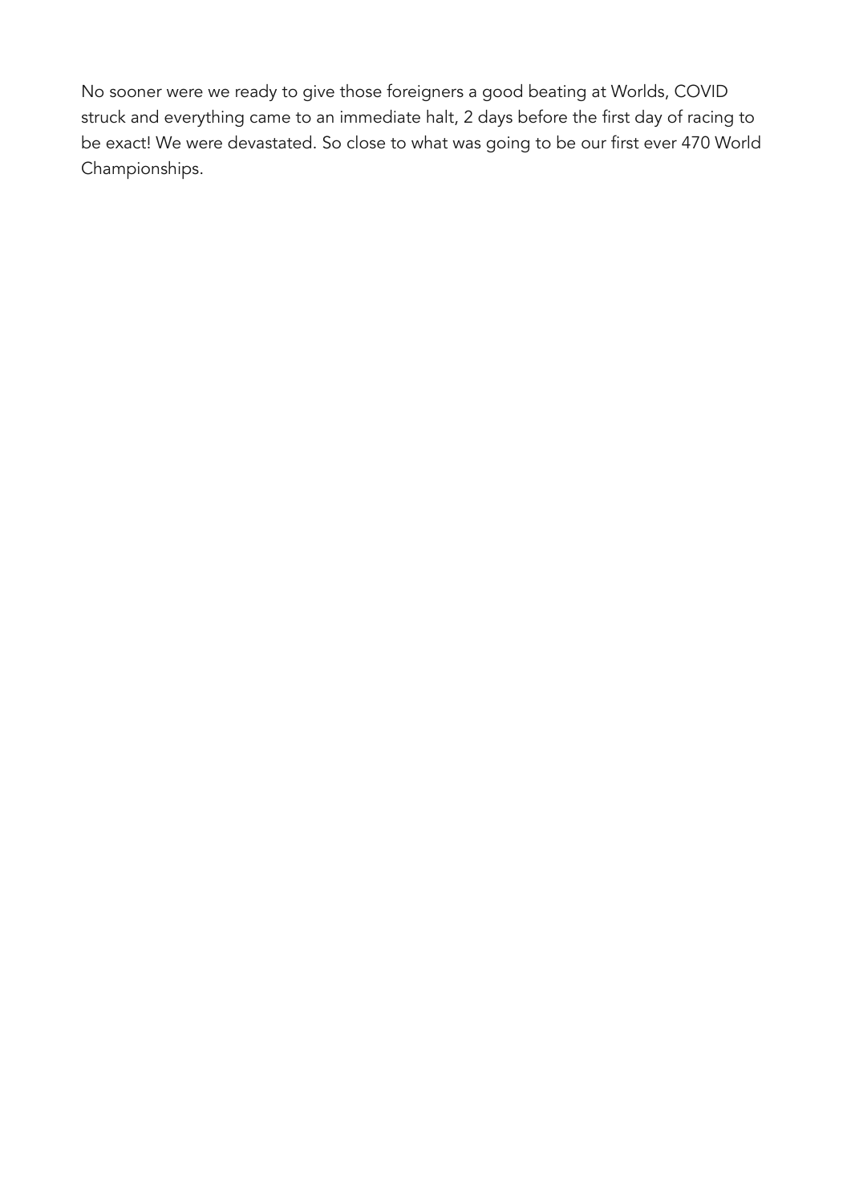No sooner were we ready to give those foreigners a good beating at Worlds, COVID struck and everything came to an immediate halt, 2 days before the first day of racing to be exact! We were devastated. So close to what was going to be our first ever 470 World Championships.